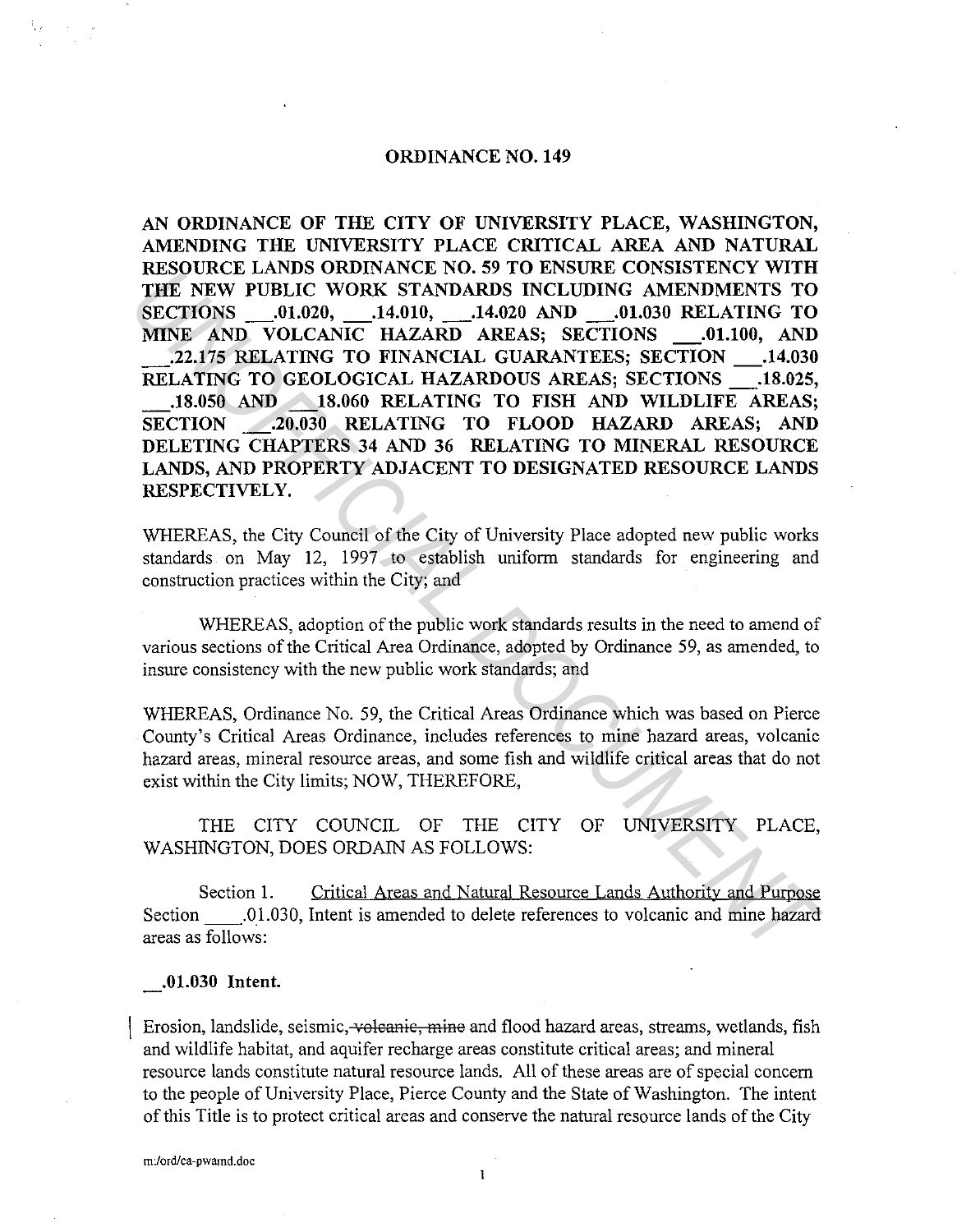# ORDINANCE NO. 149

**AN ORDINANCE OF THE CITY OF UNIVERSITY PLACE, WASHINGTON, AMENDING THE UNIVERSITY PLACE CRITICAL AREA AND NATURAL RESOURCE LANDS ORDINANCE NO. 59 TO ENSURE CONSISTENCY WITH THE NEW PUBLIC WORK STANDARDS INCLUDING AMENDMENTS TO SECTIONS \_\_.01.020, \_\_.14.010, \_\_.14.020 AND \_\_.01.030 RELATING TO MINE AND VOLCANIC HAZARD AREAS; SECTIONS \_\_.01.100, AND \_\_.22.175 RELATING TO FINANCIAL GUARANTEES; SECTION \_\_.14.030 RELATING TO GEOLOGICAL HAZARDOUS AREAS; SECTIONS \_\_.18.025, \_\_.18.050 AND \_\_18.060 RELATING TO FISH AND WILDLIFE AREAS; SECTION \_\_.20.030 RELATING TO FLOOD HAZARD AREAS; AND DELETING CHAPTERS 34 AND 36 RELATING TO MINERAL RESOURCE LANDS, AND PROPERTY ADJACENT TO DESIGNATED RESOURCE LANDS RESPECTIVELY.**

WHEREAS, the City Council of the City of University Place adopted new public works standards on May 12, 1997 to establish uniform standards for engineering and construction practices within the City; and

WHEREAS, adoption of the public work standards results in the need to amend of various sections of the Critical Area Ordinance, adopted by Ordinance 59, as amended, to insure consistency with the new public work standards; and

WHEREAS, Ordinance No. 59, the Critical Areas Ordinance which was based on Pierce County's Critical Areas Ordinance, includes references to mine hazard areas, volcanic hazard areas, mineral resource areas, and some fish and wildlife critical areas that do not exist within the City limits; NOW, THEREFORE,

THE CITY COUNCIL OF THE CITY OF UNIVERSITY PLACE, WASHINGTON, DOES ORDAIN AS FOLLOWS:

Section 1. Critical Areas and Natural Resource Lands Authority and Purpose Section \_\_\_\_.01.030, Intent is amended to delete references to volcanic and mine hazard areas as follows:

**\_\_.01.030 Intent.**

Erosion, landslide, seismic, ~~volcanic, mine~~ and flood hazard areas, streams, wetlands, fish and wildlife habitat, and aquifer recharge areas constitute critical areas; and mineral resource lands constitute natural resource lands. All of these areas are of special concern to the people of University Place, Pierce County and the State of Washington. The intent of this Title is to protect critical areas and conserve the natural resource lands of the City

m:/ord/ca-pwamd.doc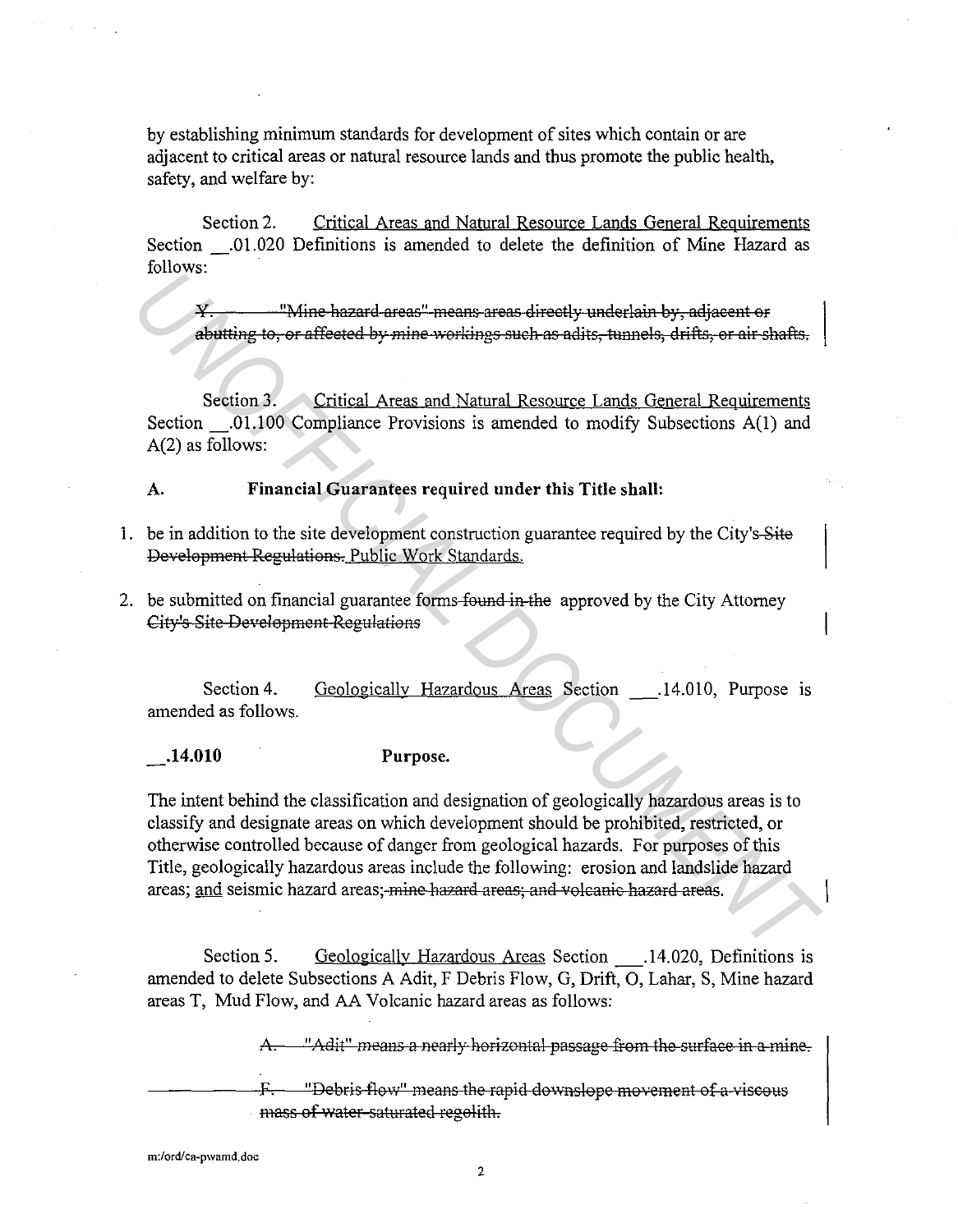by establishing minimum standards for development of sites which contain or are adjacent to critical areas or natural resource lands and thus promote the public health, safety, and welfare by:

Section 2. Critical Areas and Natural Resource Lands General Requirements Section \_\_.01.020 Definitions is amended to delete the definition of Mine Hazard as follows:

~~Y. "Mine hazard areas" means areas directly underlain by, adjacent or abutting to, or affected by mine workings such as adits, tunnels, drifts, or air shafts.~~

Section 3. Critical Areas and Natural Resource Lands General Requirements Section \_\_.01.100 Compliance Provisions is amended to modify Subsections A(1) and A(2) as follows:

**A. Financial Guarantees required under this Title shall:**

1. be in addition to the site development construction guarantee required by the City's ~~Site Development Regulations.~~ Public Work Standards.
2. be submitted on financial guarantee forms ~~found in the~~ approved by the City Attorney ~~City's Site Development Regulations~~

Section 4. Geologically Hazardous Areas Section \_\_\_.14.010, Purpose is amended as follows.

**\_\_.14.010 Purpose.**

The intent behind the classification and designation of geologically hazardous areas is to classify and designate areas on which development should be prohibited, restricted, or otherwise controlled because of danger from geological hazards. For purposes of this Title, geologically hazardous areas include the following: erosion and landslide hazard areas; and seismic hazard areas~~; mine hazard areas; and volcanic hazard areas~~.

Section 5. Geologically Hazardous Areas Section \_\_\_.14.020, Definitions is amended to delete Subsections A Adit, F Debris Flow, G, Drift, O, Lahar, S, Mine hazard areas T, Mud Flow, and AA Volcanic hazard areas as follows:

~~A. "Adit" means a nearly horizontal passage from the surface in a mine.~~

~~F. "Debris flow" means the rapid downslope movement of a viscous mass of water-saturated regolith.~~

m:/ord/ca-pwamd.doc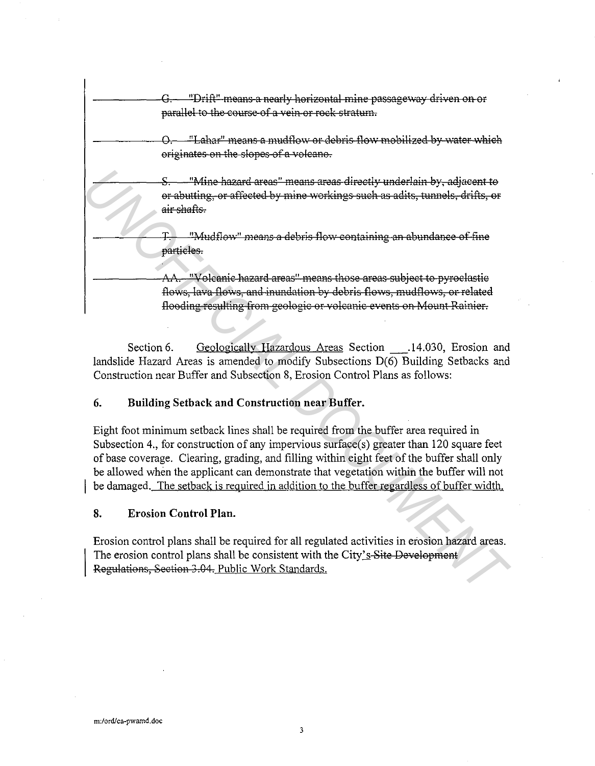~~G. "Drift" means a nearly horizontal mine passageway driven on or parallel to the course of a vein or rock stratum.~~

~~O. "Lahar" means a mudflow or debris flow mobilized by water which originates on the slopes of a volcano.~~

~~S. "Mine hazard areas" means areas directly underlain by, adjacent to or abutting, or affected by mine workings such as adits, tunnels, drifts, or air shafts.~~

~~T. "Mudflow" means a debris flow containing an abundance of fine particles.~~

~~AA. "Volcanic hazard areas" means those areas subject to pyroclastic flows, lava flows, and inundation by debris flows, mudflows, or related flooding resulting from geologic or volcanic events on Mount Rainier.~~

Section 6. Geologically Hazardous Areas Section \_\_\_.14.030, Erosion and landslide Hazard Areas is amended to modify Subsections D(6) Building Setbacks and Construction near Buffer and Subsection 8, Erosion Control Plans as follows:

### 6. Building Setback and Construction near Buffer.

Eight foot minimum setback lines shall be required from the buffer area required in Subsection 4., for construction of any impervious surface(s) greater than 120 square feet of base coverage. Clearing, grading, and filling within eight feet of the buffer shall only be allowed when the applicant can demonstrate that vegetation within the buffer will not be damaged. <u>The setback is required in addition to the buffer regardless of buffer width.</u>

### 8. Erosion Control Plan.

Erosion control plans shall be required for all regulated activities in erosion hazard areas. The erosion control plans shall be consistent with the City<u>'s</u> ~~Site Development Regulations, Section 3.04.~~ <u>Public Work Standards.</u>

m:/ord/ca-pwamd.doc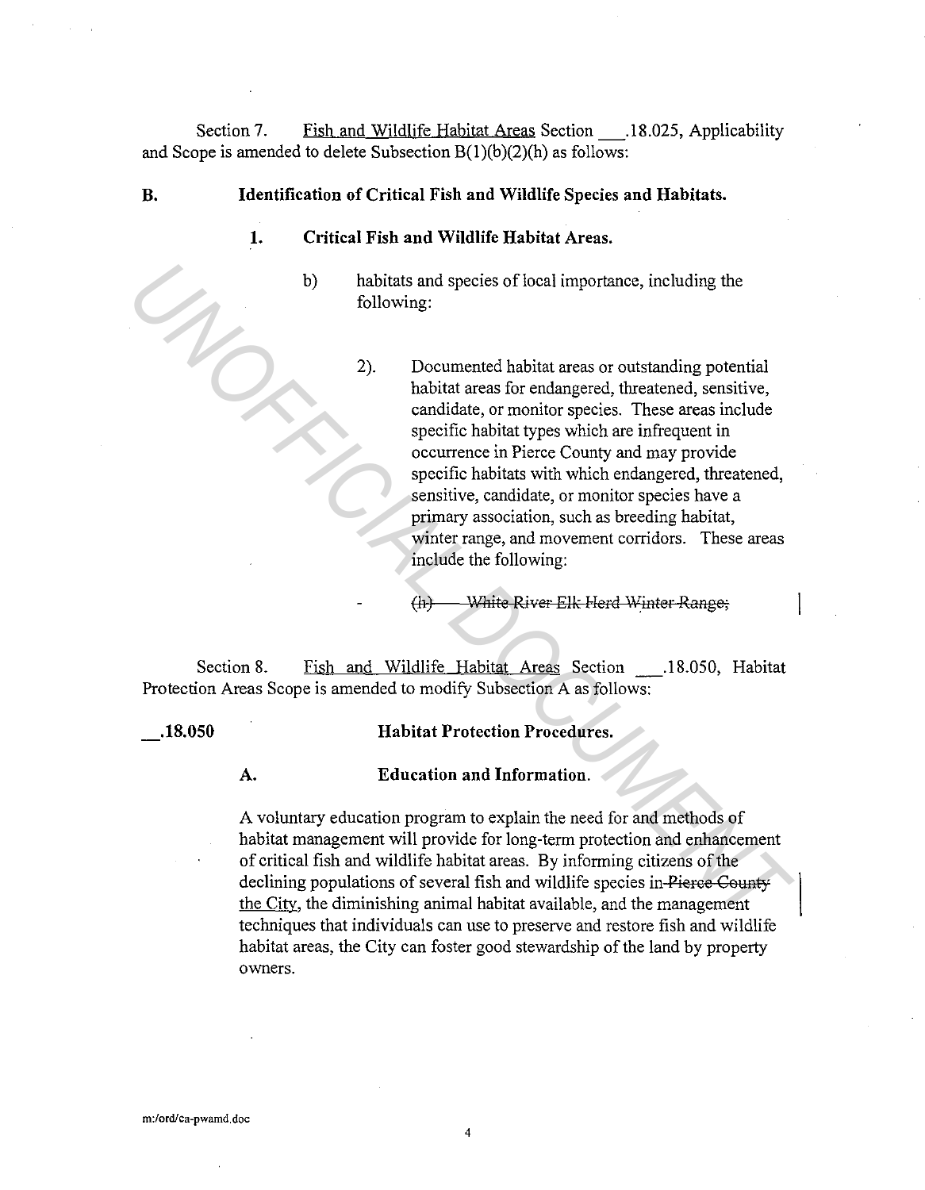Section 7. Fish and Wildlife Habitat Areas Section ___.18.025, Applicability and Scope is amended to delete Subsection B(1)(b)(2)(h) as follows:

**B. Identification of Critical Fish and Wildlife Species and Habitats.**

**1. Critical Fish and Wildlife Habitat Areas.**

b) habitats and species of local importance, including the following:

2). Documented habitat areas or outstanding potential habitat areas for endangered, threatened, sensitive, candidate, or monitor species. These areas include specific habitat types which are infrequent in occurrence in Pierce County and may provide specific habitats with which endangered, threatened, sensitive, candidate, or monitor species have a primary association, such as breeding habitat, winter range, and movement corridors. These areas include the following:

- ~~(h) White River Elk Herd Winter Range;~~

Section 8. Fish and Wildlife Habitat Areas Section ___.18.050, Habitat Protection Areas Scope is amended to modify Subsection A as follows:

**__.18.050 Habitat Protection Procedures.**

**A. Education and Information.**

A voluntary education program to explain the need for and methods of habitat management will provide for long-term protection and enhancement of critical fish and wildlife habitat areas. By informing citizens of the declining populations of several fish and wildlife species in ~~Pierce County~~ the City, the diminishing animal habitat available, and the management techniques that individuals can use to preserve and restore fish and wildlife habitat areas, the City can foster good stewardship of the land by property owners.

m:/ord/ca-pwamd.doc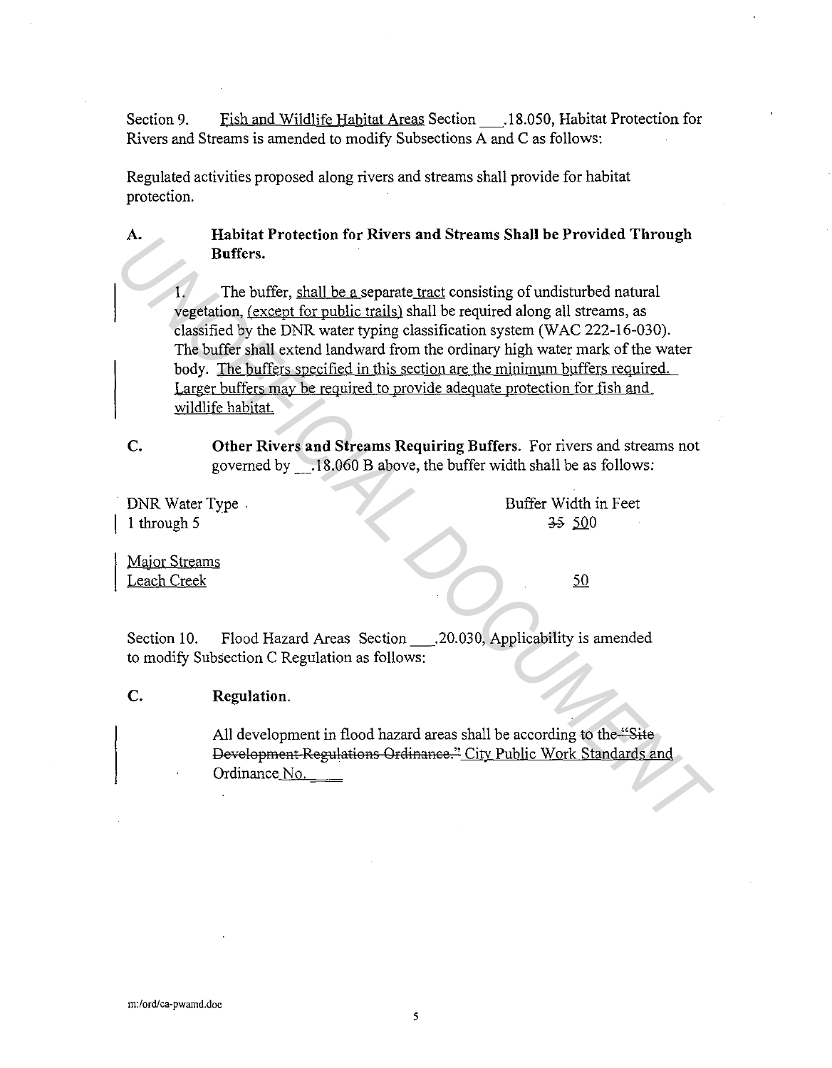Section 9. Fish and Wildlife Habitat Areas Section \_\_\_.18.050, Habitat Protection for Rivers and Streams is amended to modify Subsections A and C as follows:

Regulated activities proposed along rivers and streams shall provide for habitat protection.

**A. Habitat Protection for Rivers and Streams Shall be Provided Through Buffers.**

1. The buffer, shall be a separate tract consisting of undisturbed natural vegetation, (except for public trails) shall be required along all streams, as classified by the DNR water typing classification system (WAC 222-16-030). The buffer shall extend landward from the ordinary high water mark of the water body. The buffers specified in this section are the minimum buffers required. Larger buffers may be required to provide adequate protection for fish and wildlife habitat.

**C. Other Rivers and Streams Requiring Buffers.** For rivers and streams not governed by \_\_.18.060 B above, the buffer width shall be as follows:

| DNR Water Type | Buffer Width in Feet |
|---|---|
| 1 through 5 | ~~35~~ 500 |
| Major Streams | |
| Leach Creek | 50 |

Section 10. Flood Hazard Areas Section \_\_\_.20.030, Applicability is amended to modify Subsection C Regulation as follows:

**C. Regulation.**

All development in flood hazard areas shall be according to the ~~"Site Development Regulations Ordinance."~~ City Public Work Standards and Ordinance No. \_\_\_\_

m:/ord/ca-pwamd.doc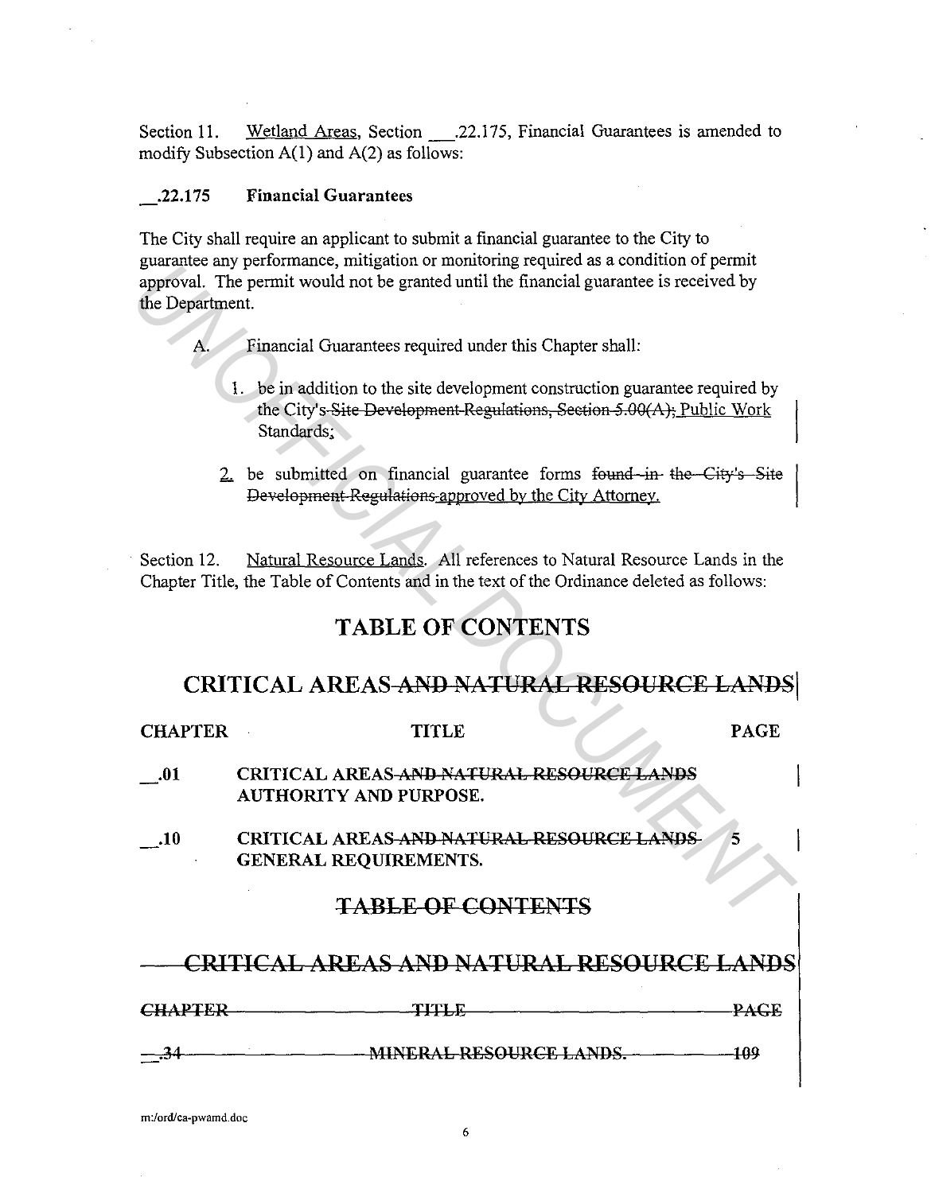Section 11. Wetland Areas, Section \_\_\_.22.175, Financial Guarantees is amended to modify Subsection A(1) and A(2) as follows:

**\_\_.22.175 Financial Guarantees**

The City shall require an applicant to submit a financial guarantee to the City to guarantee any performance, mitigation or monitoring required as a condition of permit approval. The permit would not be granted until the financial guarantee is received by the Department.

A. Financial Guarantees required under this Chapter shall:

1. be in addition to the site development construction guarantee required by the City's ~~Site Development Regulations, Section 5.00(A);~~ Public Work Standards;

2. be submitted on financial guarantee forms ~~found in the City's Site Development Regulations~~ approved by the City Attorney.

Section 12. Natural Resource Lands. All references to Natural Resource Lands in the Chapter Title, the Table of Contents and in the text of the Ordinance deleted as follows:

# TABLE OF CONTENTS

## CRITICAL AREAS ~~AND NATURAL RESOURCE LANDS~~

| CHAPTER | TITLE | PAGE |
|---|---|---|
| \_\_.01 | CRITICAL AREAS ~~AND NATURAL RESOURCE LANDS~~ AUTHORITY AND PURPOSE. | |
| \_\_.10 | CRITICAL AREAS ~~AND NATURAL RESOURCE LANDS~~ GENERAL REQUIREMENTS. | 5 |

# ~~TABLE OF CONTENTS~~

## ~~CRITICAL AREAS AND NATURAL RESOURCE LANDS~~

| ~~CHAPTER~~ | ~~TITLE~~ | ~~PAGE~~ |
|---|---|---|
| ~~\_\_.34~~ | ~~MINERAL RESOURCE LANDS.~~ | ~~109~~ |

m:/ord/ca-pwamd.doc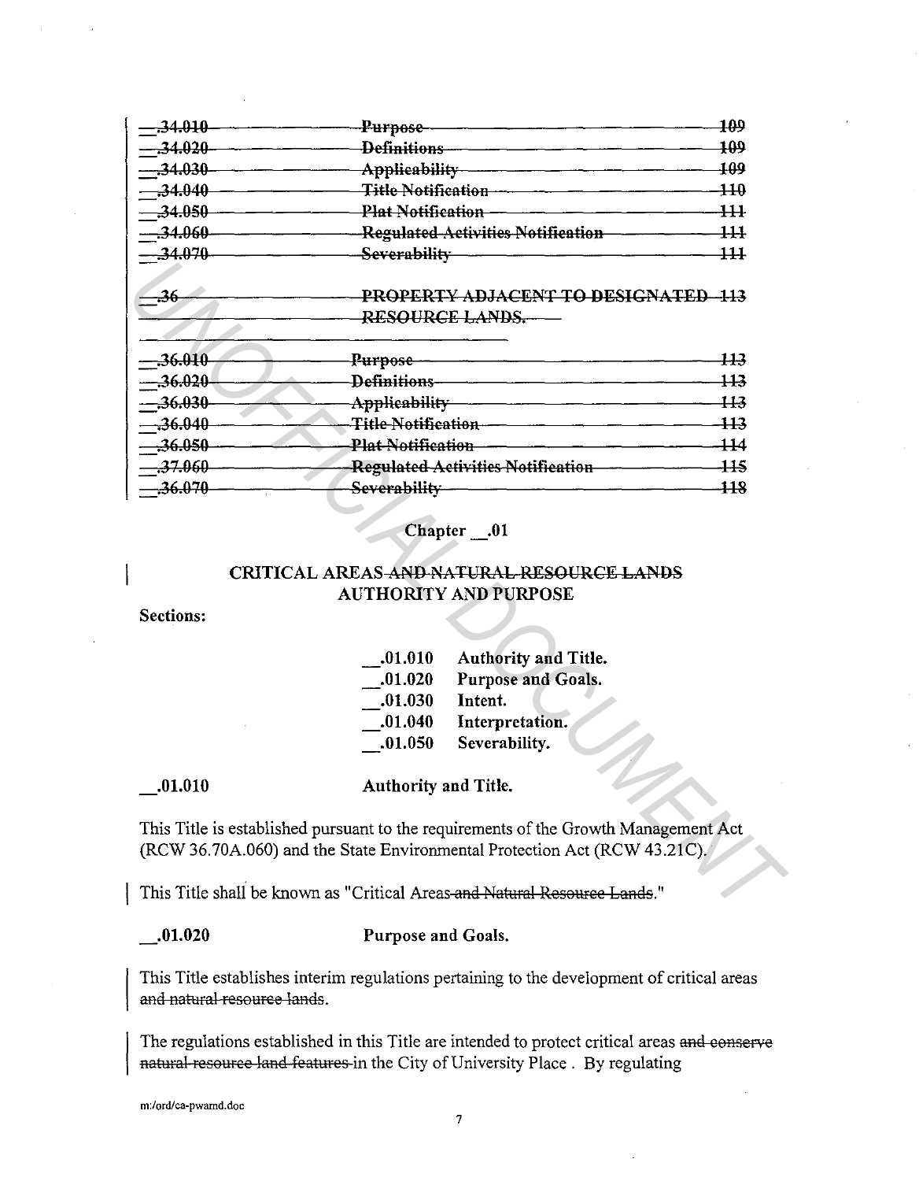| | | |
|---|---|---|
| ~~__.34.010~~ | ~~Purpose~~ | ~~109~~ |
| ~~__.34.020~~ | ~~Definitions~~ | ~~109~~ |
| ~~__.34.030~~ | ~~Applicability~~ | ~~109~~ |
| ~~__.34.040~~ | ~~Title Notification~~ | ~~110~~ |
| ~~__.34.050~~ | ~~Plat Notification~~ | ~~111~~ |
| ~~__.34.060~~ | ~~Regulated Activities Notification~~ | ~~111~~ |
| ~~__.34.070~~ | ~~Severability~~ | ~~111~~ |
| ~~__.36~~ | ~~PROPERTY ADJACENT TO DESIGNATED RESOURCE LANDS.~~ | ~~113~~ |
| ~~__.36.010~~ | ~~Purpose~~ | ~~113~~ |
| ~~__.36.020~~ | ~~Definitions~~ | ~~113~~ |
| ~~__.36.030~~ | ~~Applicability~~ | ~~113~~ |
| ~~__.36.040~~ | ~~Title Notification~~ | ~~113~~ |
| ~~__.36.050~~ | ~~Plat Notification~~ | ~~114~~ |
| ~~__.37.060~~ | ~~Regulated Activities Notification~~ | ~~115~~ |
| ~~__.36.070~~ | ~~Severability~~ | ~~118~~ |

## Chapter __.01

## CRITICAL AREAS ~~AND NATURAL RESOURCE LANDS~~ AUTHORITY AND PURPOSE

**Sections:**

**__.01.010 Authority and Title.**
**__.01.020 Purpose and Goals.**
**__.01.030 Intent.**
**__.01.040 Interpretation.**
**__.01.050 Severability.**

**__.01.010 Authority and Title.**

This Title is established pursuant to the requirements of the Growth Management Act (RCW 36.70A.060) and the State Environmental Protection Act (RCW 43.21C).

This Title shall be known as "Critical Areas ~~and Natural Resource Lands~~."

**__.01.020 Purpose and Goals.**

This Title establishes interim regulations pertaining to the development of critical areas ~~and natural resource lands~~.

The regulations established in this Title are intended to protect critical areas ~~and conserve natural resource land features~~ in the City of University Place . By regulating

m:/ord/ca-pwamd.doc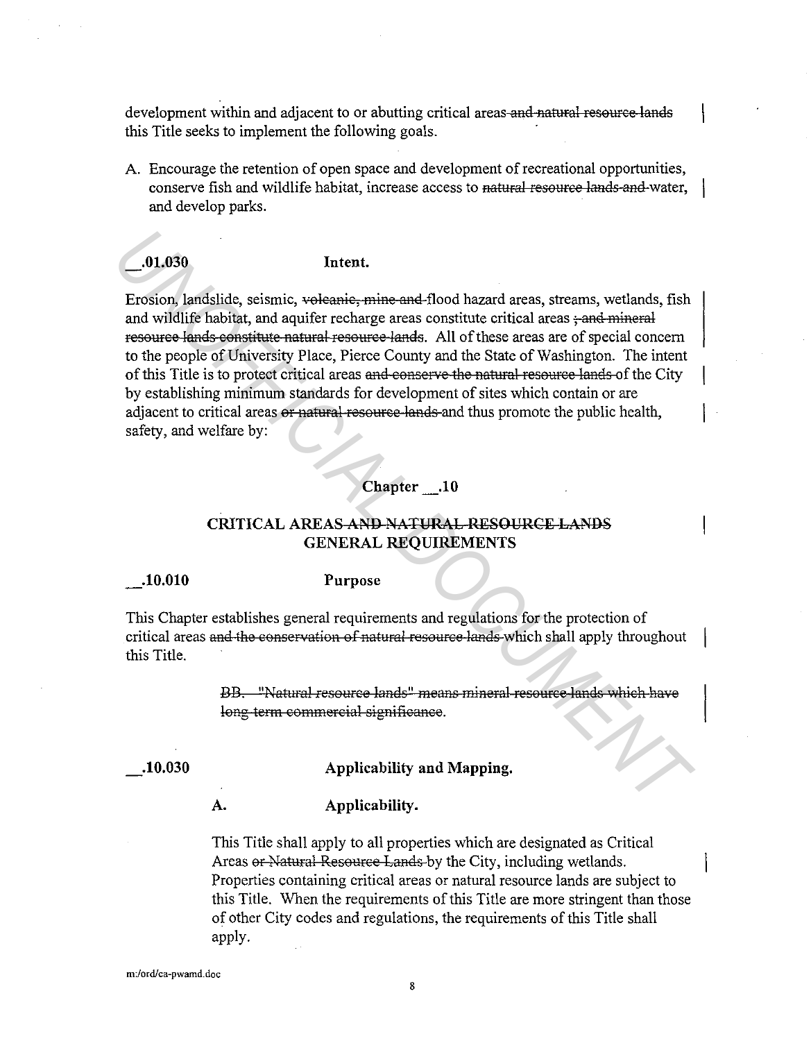development within and adjacent to or abutting critical areas ~~and natural resource lands~~ this Title seeks to implement the following goals.

A. Encourage the retention of open space and development of recreational opportunities, conserve fish and wildlife habitat, increase access to ~~natural resource lands and~~ water, and develop parks.

**__.01.030 Intent.**

Erosion, landslide, seismic, ~~volcanic, mine and~~ flood hazard areas, streams, wetlands, fish and wildlife habitat, and aquifer recharge areas constitute critical areas ~~; and mineral resource lands constitute natural resource lands~~. All of these areas are of special concern to the people of University Place, Pierce County and the State of Washington. The intent of this Title is to protect critical areas ~~and conserve the natural resource lands~~ of the City by establishing minimum standards for development of sites which contain or are adjacent to critical areas ~~or natural resource lands~~ and thus promote the public health, safety, and welfare by:

## Chapter __.10

## CRITICAL AREAS ~~AND NATURAL RESOURCE LANDS~~ GENERAL REQUIREMENTS

**__.10.010 Purpose**

This Chapter establishes general requirements and regulations for the protection of critical areas ~~and the conservation of natural resource lands~~ which shall apply throughout this Title.

> ~~BB. "Natural resource lands" means mineral resource lands which have long-term commercial significance.~~

**__.10.030 Applicability and Mapping.**

**A. Applicability.**

This Title shall apply to all properties which are designated as Critical Areas ~~or Natural Resource Lands~~ by the City, including wetlands. Properties containing critical areas or natural resource lands are subject to this Title. When the requirements of this Title are more stringent than those of other City codes and regulations, the requirements of this Title shall apply.

m:/ord/ca-pwamd.doc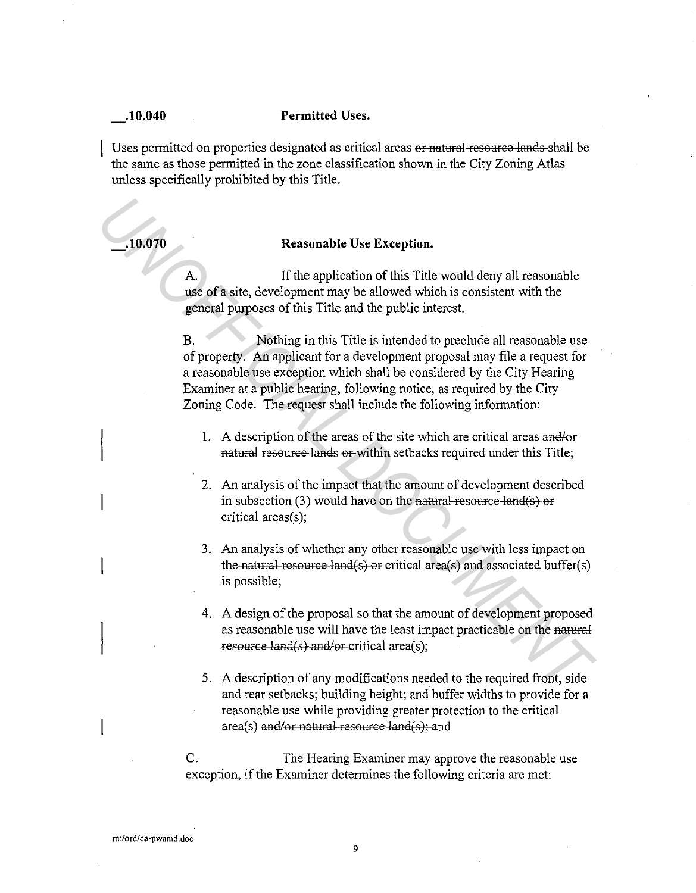**__.10.040 Permitted Uses.**

Uses permitted on properties designated as critical areas ~~or natural resource lands~~ shall be the same as those permitted in the zone classification shown in the City Zoning Atlas unless specifically prohibited by this Title.

**__.10.070 Reasonable Use Exception.**

A. If the application of this Title would deny all reasonable use of a site, development may be allowed which is consistent with the general purposes of this Title and the public interest.

B. Nothing in this Title is intended to preclude all reasonable use of property. An applicant for a development proposal may file a request for a reasonable use exception which shall be considered by the City Hearing Examiner at a public hearing, following notice, as required by the City Zoning Code. The request shall include the following information:

1. A description of the areas of the site which are critical areas ~~and/or natural resource lands or~~ within setbacks required under this Title;

2. An analysis of the impact that the amount of development described in subsection (3) would have on the ~~natural resource land(s) or~~ critical areas(s);

3. An analysis of whether any other reasonable use with less impact on the ~~natural resource land(s) or~~ critical area(s) and associated buffer(s) is possible;

4. A design of the proposal so that the amount of development proposed as reasonable use will have the least impact practicable on the ~~natural resource land(s) and/or~~ critical area(s);

5. A description of any modifications needed to the required front, side and rear setbacks; building height; and buffer widths to provide for a reasonable use while providing greater protection to the critical area(s) ~~and/or natural resource land(s);~~ and

C. The Hearing Examiner may approve the reasonable use exception, if the Examiner determines the following criteria are met:

m:/ord/ca-pwamd.doc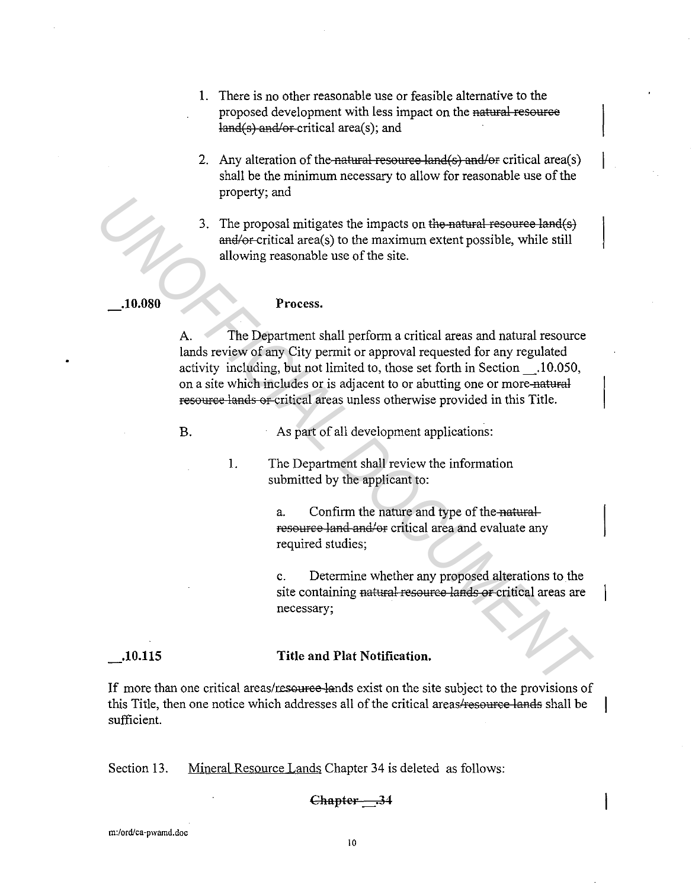1. There is no other reasonable use or feasible alternative to the proposed development with less impact on the ~~natural resource land(s) and/or~~ critical area(s); and

2. Any alteration of the ~~natural resource land(s) and/or~~ critical area(s) shall be the minimum necessary to allow for reasonable use of the property; and

3. The proposal mitigates the impacts on ~~the natural resource land(s) and/or~~ critical area(s) to the maximum extent possible, while still allowing reasonable use of the site.

**\_\_.10.080 Process.**

A. The Department shall perform a critical areas and natural resource lands review of any City permit or approval requested for any regulated activity including, but not limited to, those set forth in Section \_\_.10.050, on a site which includes or is adjacent to or abutting one or more ~~natural resource lands or~~ critical areas unless otherwise provided in this Title.

B. As part of all development applications:

1. The Department shall review the information submitted by the applicant to:

   a. Confirm the nature and type of the ~~natural resource land and/or~~ critical area and evaluate any required studies;

   c. Determine whether any proposed alterations to the site containing ~~natural resource lands or~~ critical areas are necessary;

**\_\_.10.115 Title and Plat Notification.**

If more than one critical areas/~~resource la~~nds exist on the site subject to the provisions of this Title, then one notice which addresses all of the critical areas~~/resource lands~~ shall be sufficient.

Section 13. Mineral Resource Lands Chapter 34 is deleted as follows:

**~~Chapter \_\_.34~~**

m:/ord/ca-pwamd.doc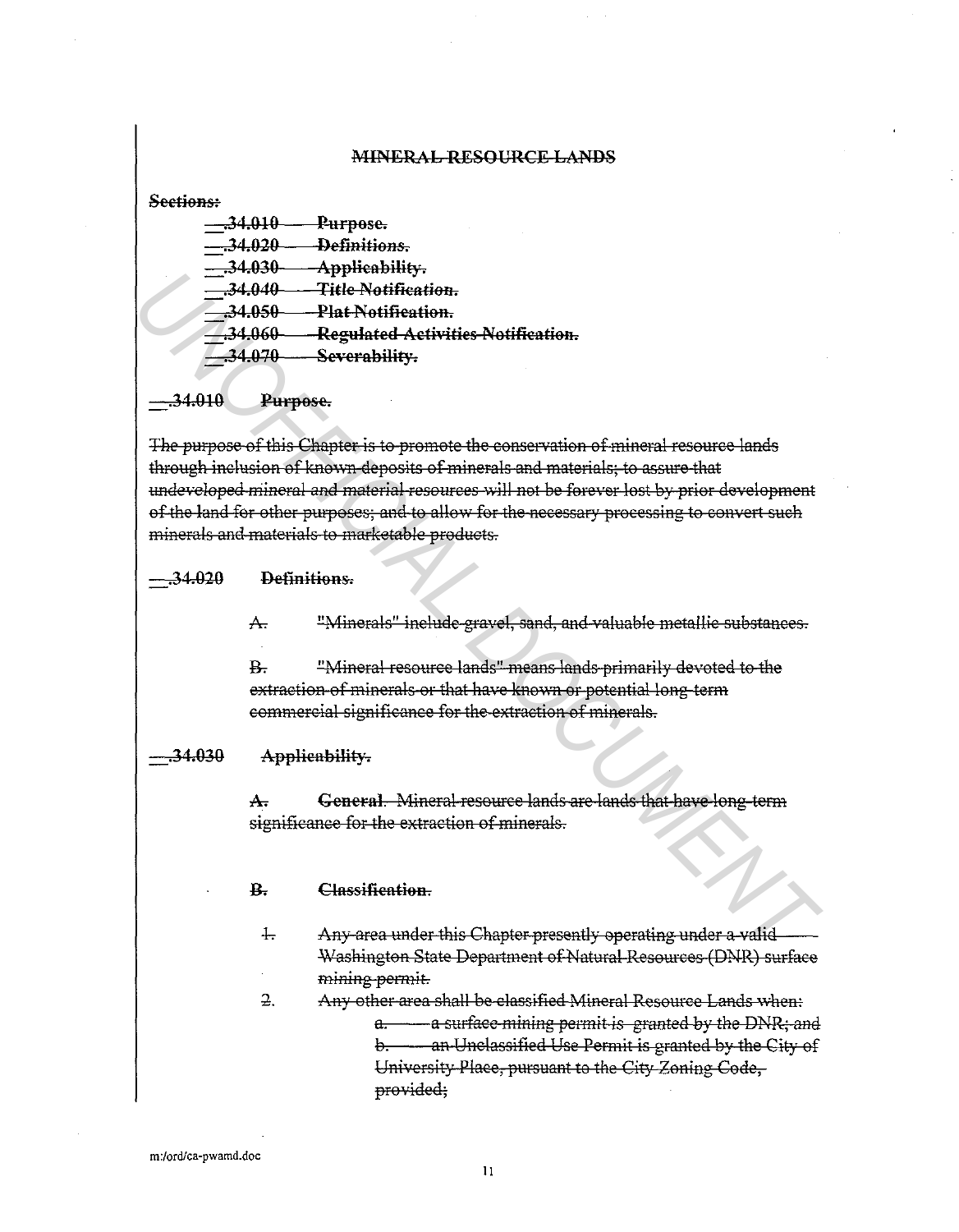## MINERAL RESOURCE LANDS

**Sections:**

- __.34.010 — Purpose.
- __.34.020 — *Definitions.*
- __.34.030 — Applicability.
- __.34.040 — *Title Notification.*
- __.34.050 — Plat Notification.
- __.34.060 — Regulated Activities Notification.
- __.34.070 — Severability.

### __.34.010 Purpose.

The purpose of this Chapter is to promote the conservation of mineral resource lands through inclusion of known deposits of minerals and materials; to assure that undeveloped mineral and material resources will not be forever lost by prior development of the land for other purposes; and to allow for the necessary processing to convert such minerals and materials to marketable products.

### __.34.020 Definitions.

A. "Minerals" include gravel, sand, and valuable metallic substances.

B. "Mineral resource lands" means lands primarily devoted to the extraction of minerals or that have known or potential long-term commercial significance for the extraction of minerals.

### __.34.030 Applicability.

A. **General**. Mineral resource lands are lands that have long-term significance for the extraction of minerals.

B. **Classification.**

1. Any area under this Chapter presently operating under a valid Washington State Department of Natural Resources (DNR) surface mining permit.
2. Any other area shall be classified Mineral Resource Lands when:
   a. a surface mining permit is granted by the DNR; and
   b. an Unclassified Use Permit is granted by the City of University Place, pursuant to the City Zoning Code, provided;

m:/ord/ca-pwamd.doc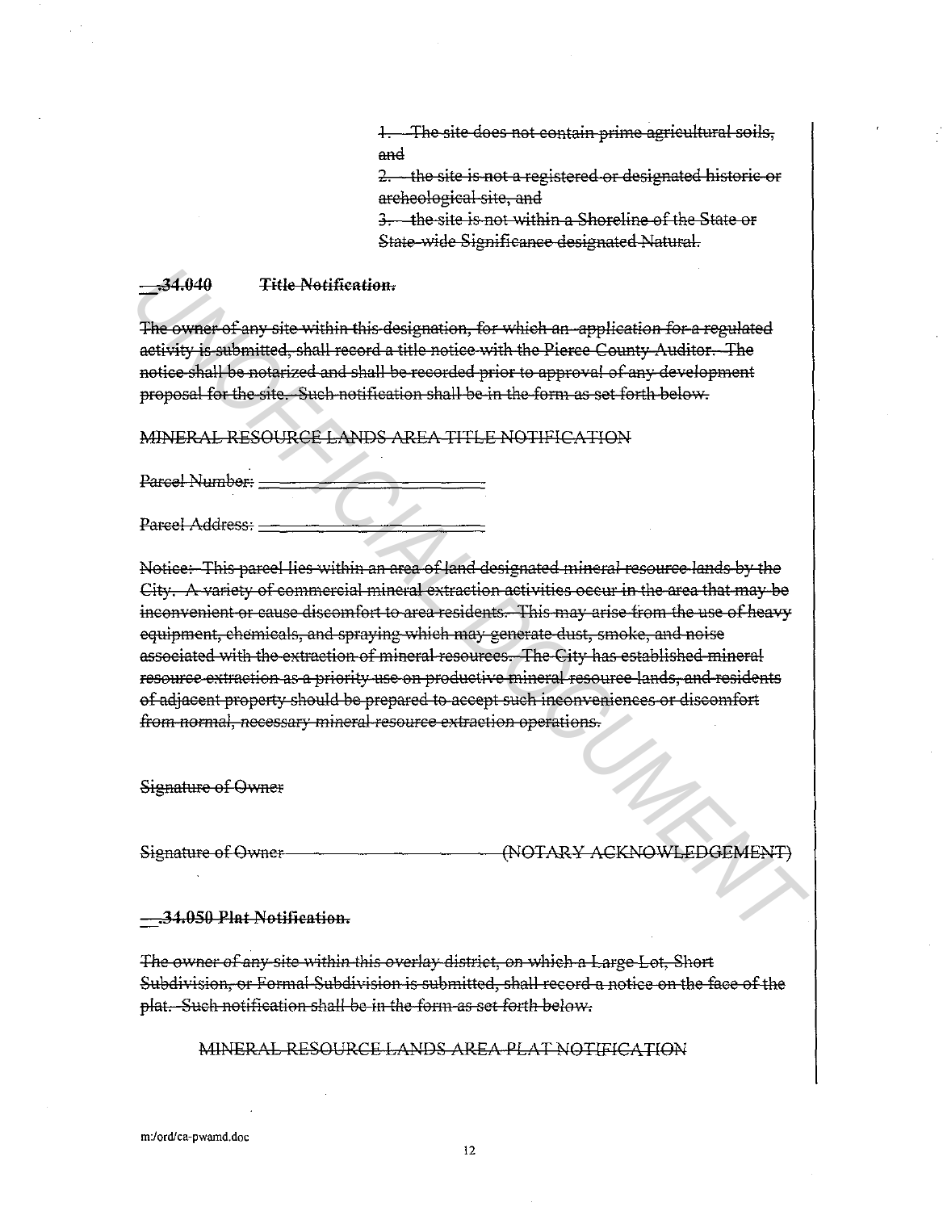1. The site does not contain prime agricultural soils, and

2. the site is not a registered or designated historic or archeological site, and

3. the site is not within a Shoreline of the State or State-wide Significance designated Natural.

**\_\_.34.040 Title Notification.**

The owner of any site within this designation, for which an application for a regulated activity is submitted, shall record a title notice with the Pierce County Auditor. The notice shall be notarized and shall be recorded prior to approval of any development proposal for the site. Such notification shall be in the form as set forth below.

MINERAL RESOURCE LANDS AREA TITLE NOTIFICATION

Parcel Number: \_\_\_\_\_\_\_\_\_\_\_\_\_\_\_\_\_\_\_\_

Parcel Address: \_\_\_\_\_\_\_\_\_\_\_\_\_\_\_\_\_\_\_\_

Notice: This parcel lies within an area of land designated mineral resource lands by the City. A variety of commercial mineral extraction activities occur in the area that may be inconvenient or cause discomfort to area residents. This may arise from the use of heavy equipment, chemicals, and spraying which may generate dust, smoke, and noise associated with the extraction of mineral resources. The City has established mineral resource extraction as a priority use on productive mineral resource lands, and residents of adjacent property should be prepared to accept such inconveniences or discomfort from normal, necessary mineral resource extraction operations.

Signature of Owner

Signature of Owner \_\_\_\_\_\_\_\_\_\_\_\_\_\_\_\_\_\_\_\_ (NOTARY ACKNOWLEDGEMENT)

**\_\_.34.050 Plat Notification.**

The owner of any site within this overlay district, on which a Large Lot, Short Subdivision, or Formal Subdivision is submitted, shall record a notice on the face of the plat. Such notification shall be in the form as set forth below.

MINERAL RESOURCE LANDS AREA PLAT NOTIFICATION

m:/ord/ca-pwamd.doc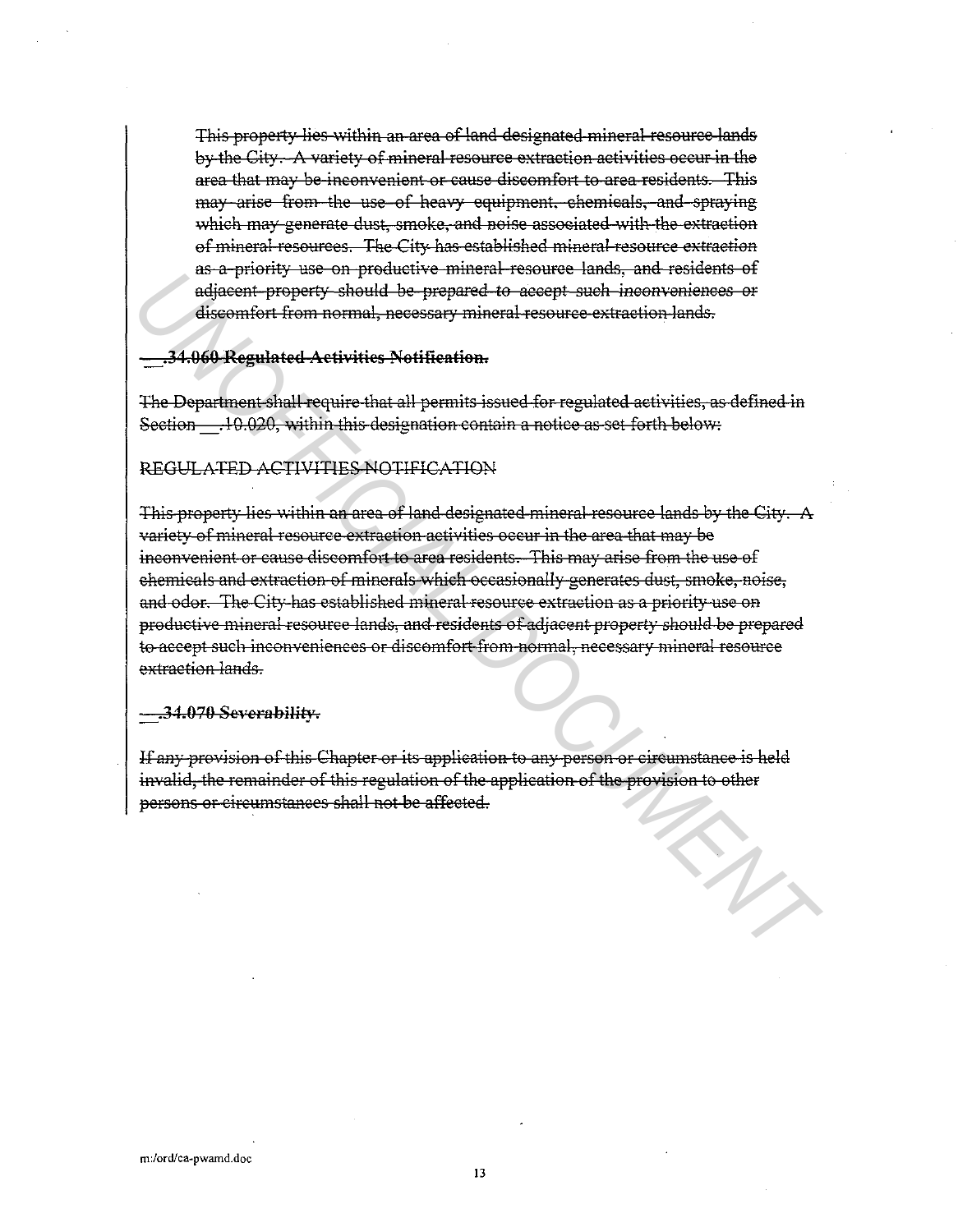This property lies within an area of land designated mineral resource lands by the City. A variety of mineral resource extraction activities occur in the area that may be inconvenient or cause discomfort to area residents. This may arise from the use of heavy equipment, chemicals, and spraying which may generate dust, smoke, and noise associated with the extraction of mineral resources. The City has established mineral resource extraction as a priority use on productive mineral resource lands, and residents of adjacent property should be prepared to accept such inconveniences or discomfort from normal, necessary mineral resource extraction lands.

**__.34.060 Regulated Activities Notification.**

The Department shall require that all permits issued for regulated activities, as defined in Section __.10.020, within this designation contain a notice as set forth below:

REGULATED ACTIVITIES NOTIFICATION

This property lies within an area of land designated mineral resource lands by the City. A variety of mineral resource extraction activities occur in the area that may be inconvenient or cause discomfort to area residents. This may arise from the use of chemicals and extraction of minerals which occasionally generates dust, smoke, noise, and odor. The City has established mineral resource extraction as a priority use on productive mineral resource lands, and residents of adjacent property should be prepared to accept such inconveniences or discomfort from normal, necessary mineral resource extraction lands.

**__.34.070 Severability.**

If any provision of this Chapter or its application to any person or circumstance is held invalid, the remainder of this regulation of the application of the provision to other persons or circumstances shall not be affected.

m:/ord/ca-pwamd.doc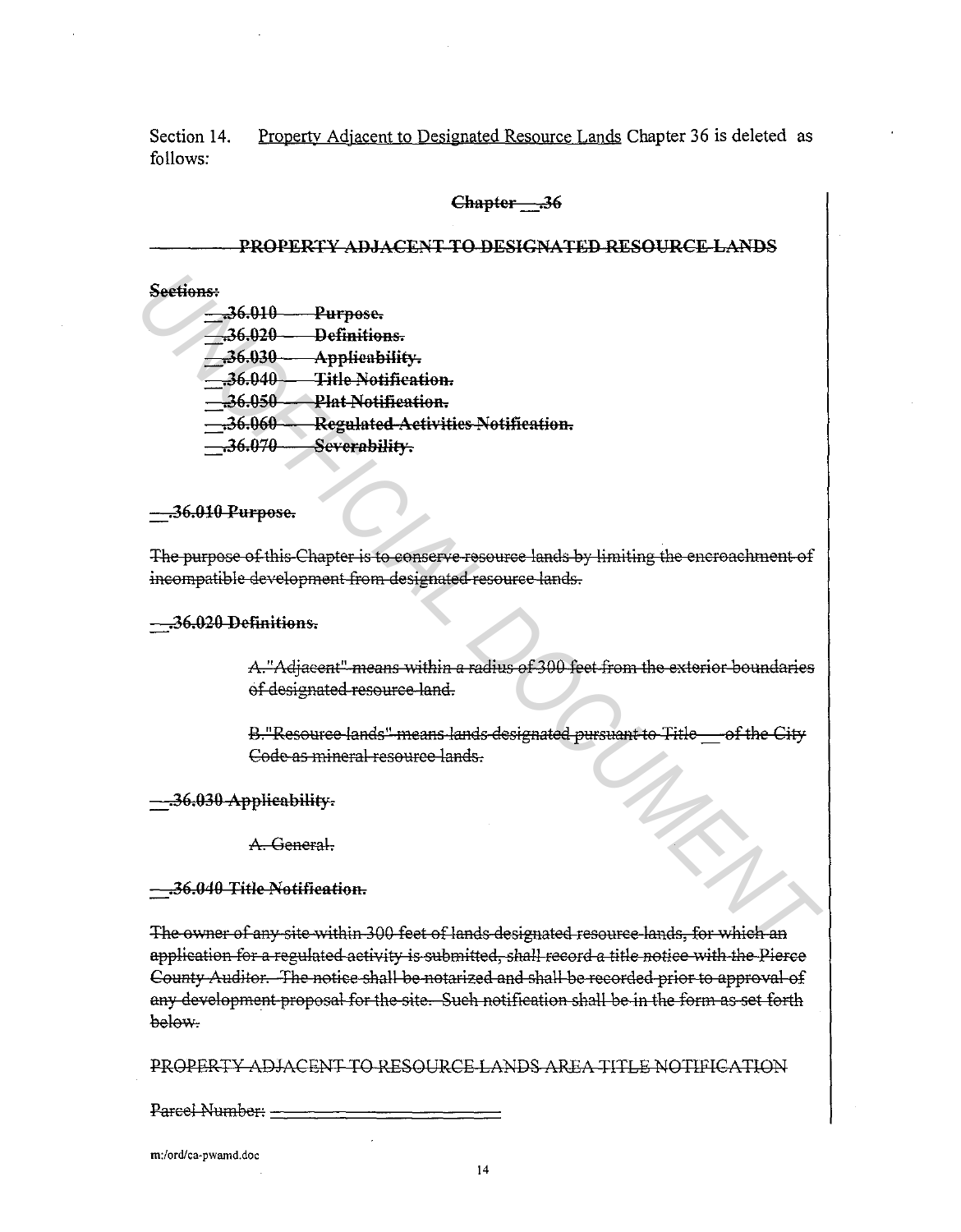Section 14. Property Adjacent to Designated Resource Lands Chapter 36 is deleted as follows:

~~**Chapter \_\_.36**~~

~~**PROPERTY ADJACENT TO DESIGNATED RESOURCE LANDS**~~

~~**Sections:**~~

~~**\_\_.36.010 Purpose.**~~
~~**\_\_.36.020 Definitions.**~~
~~**\_\_.36.030 Applicability.**~~
~~**\_\_.36.040 Title Notification.**~~
~~**\_\_.36.050 Plat Notification.**~~
~~**\_\_.36.060 Regulated Activities Notification.**~~
~~**\_\_.36.070 Severability.**~~

~~**\_\_.36.010 Purpose.**~~

~~The purpose of this Chapter is to conserve resource lands by limiting the encroachment of incompatible development from designated resource lands.~~

~~**\_\_.36.020 Definitions.**~~

~~A."Adjacent" means within a radius of 300 feet from the exterior boundaries of designated resource land.~~

~~B."Resource lands" means lands designated pursuant to Title \_\_ of the City Code as mineral resource lands.~~

~~**\_\_.36.030 Applicability.**~~

~~A. General.~~

~~**\_\_.36.040 Title Notification.**~~

~~The owner of any site within 300 feet of lands designated resource lands, for which an application for a regulated activity is submitted, shall record a title notice with the Pierce County Auditor. The notice shall be notarized and shall be recorded prior to approval of any development proposal for the site. Such notification shall be in the form as set forth below.~~

~~PROPERTY ADJACENT TO RESOURCE LANDS AREA TITLE NOTIFICATION~~

~~Parcel Number:~~ \_\_\_\_\_\_\_\_\_\_\_\_\_\_\_\_\_\_\_\_

m:/ord/ca-pwamd.doc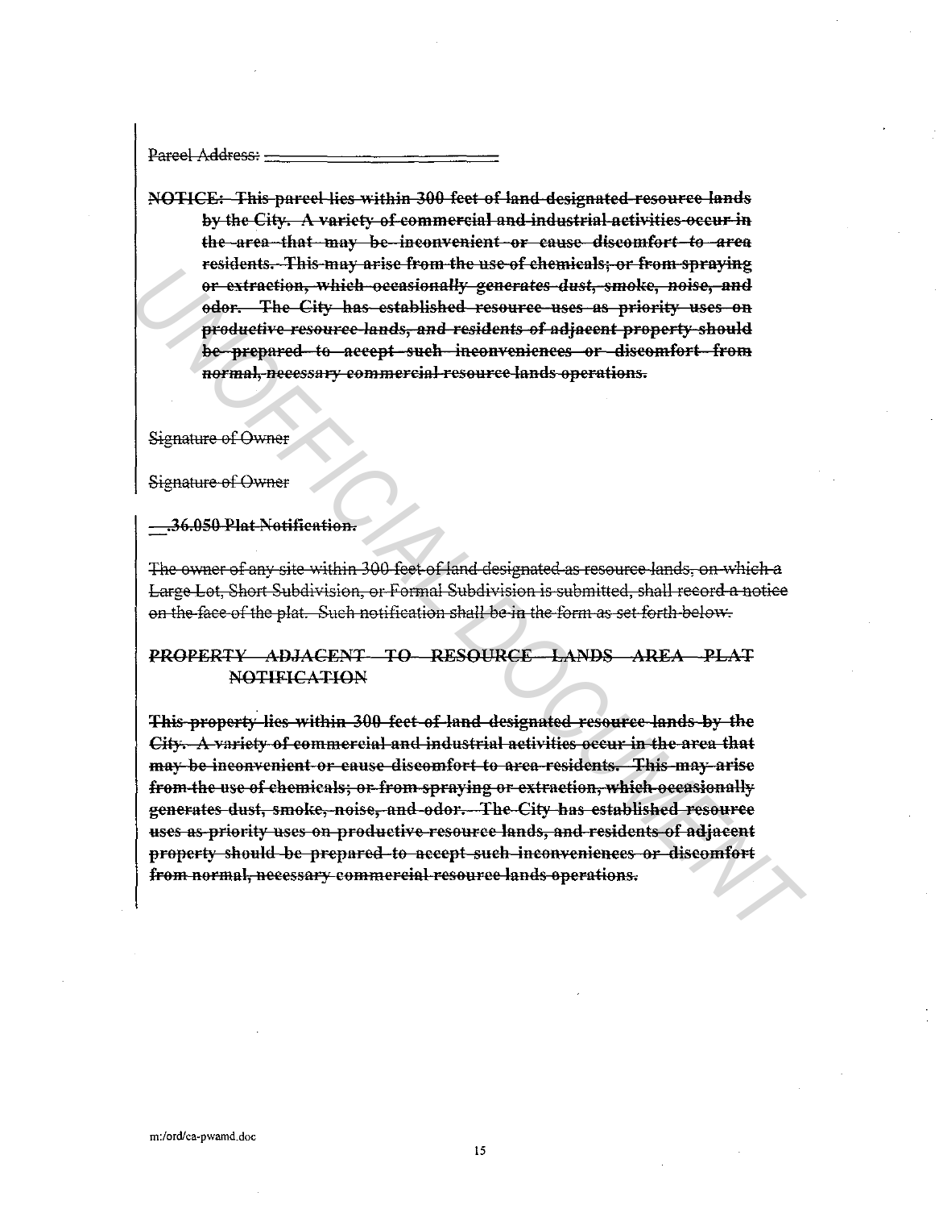~~Parcel Address: ___________________~~

~~**NOTICE: This parcel lies within 300 feet of land designated resource lands by the City. A variety of commercial and industrial activities occur in the area that may be inconvenient or cause discomfort to area residents. This may arise from the use of chemicals; or from spraying or extraction, which occasionally generates dust, smoke, noise, and odor. The City has established resource uses as priority uses on productive resource lands, and residents of adjacent property should be prepared to accept such inconveniences or discomfort from normal, necessary commercial resource lands operations.**~~

~~Signature of Owner~~

~~Signature of Owner~~

~~**\_\_.36.050 Plat Notification.**~~

~~The owner of any site within 300 feet of land designated as resource lands, on which a Large Lot, Short Subdivision, or Formal Subdivision is submitted, shall record a notice on the face of the plat. Such notification shall be in the form as set forth below.~~

~~***PROPERTY ADJACENT TO RESOURCE LANDS AREA PLAT NOTIFICATION***~~

~~**This property lies within 300 feet of land designated resource lands by the City. A variety of commercial and industrial activities occur in the area that may be inconvenient or cause discomfort to area residents. This may arise from the use of chemicals; or from spraying or extraction, which occasionally generates dust, smoke, noise, and odor. The City has established resource uses as priority uses on productive resource lands, and residents of adjacent property should be prepared to accept such inconveniences or discomfort from normal, necessary commercial resource lands operations.**~~

m:/ord/ca-pwamd.doc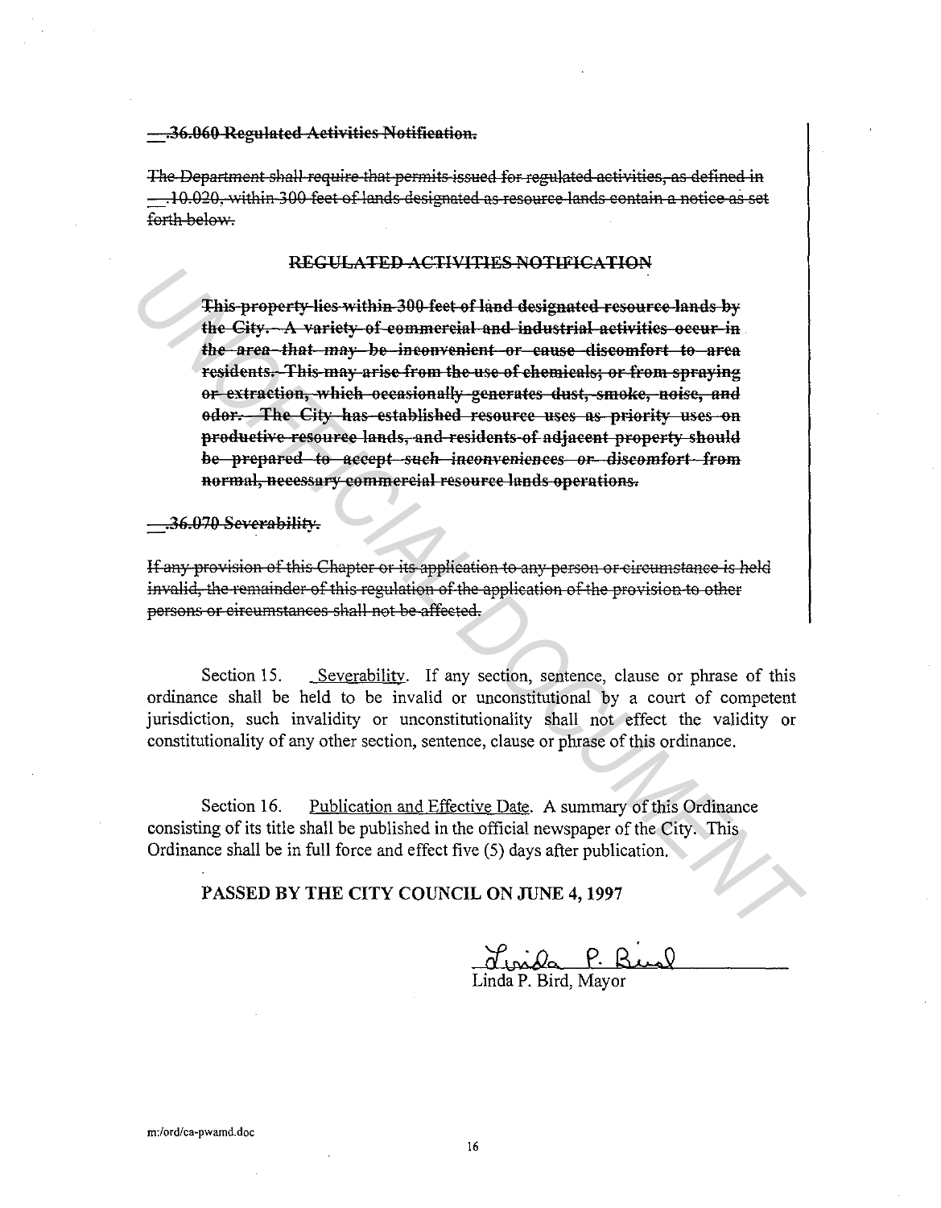~~__.36.060 Regulated Activities Notification.~~

~~The Department shall require that permits issued for regulated activities, as defined in __.10.020, within 300 feet of lands designated as resource lands contain a notice as set forth below.~~

~~**REGULATED ACTIVITIES NOTIFICATION**~~

> ~~**This property lies within 300 feet of land designated resource lands by the City. A variety of commercial and industrial activities occur in the area that may be inconvenient or cause discomfort to area residents. This may arise from the use of chemicals; or from spraying or extraction, which occasionally generates dust, smoke, noise, and odor. The City has established resource uses as priority uses on productive resource lands, and residents of adjacent property should be prepared to accept such inconveniences or discomfort from normal, necessary commercial resource lands operations.**~~

~~__.36.070 Severability.~~

~~If any provision of this Chapter or its application to any person or circumstance is held invalid, the remainder of this regulation of the application of the provision to other persons or circumstances shall not be affected.~~

Section 15. Severability. If any section, sentence, clause or phrase of this ordinance shall be held to be invalid or unconstitutional by a court of competent jurisdiction, such invalidity or unconstitutionality shall not effect the validity or constitutionality of any other section, sentence, clause or phrase of this ordinance.

Section 16. Publication and Effective Date. A summary of this Ordinance consisting of its title shall be published in the official newspaper of the City. This Ordinance shall be in full force and effect five (5) days after publication.

**PASSED BY THE CITY COUNCIL ON JUNE 4, 1997**

Linda P. Bird

Linda P. Bird, Mayor

m:/ord/ca-pwamd.doc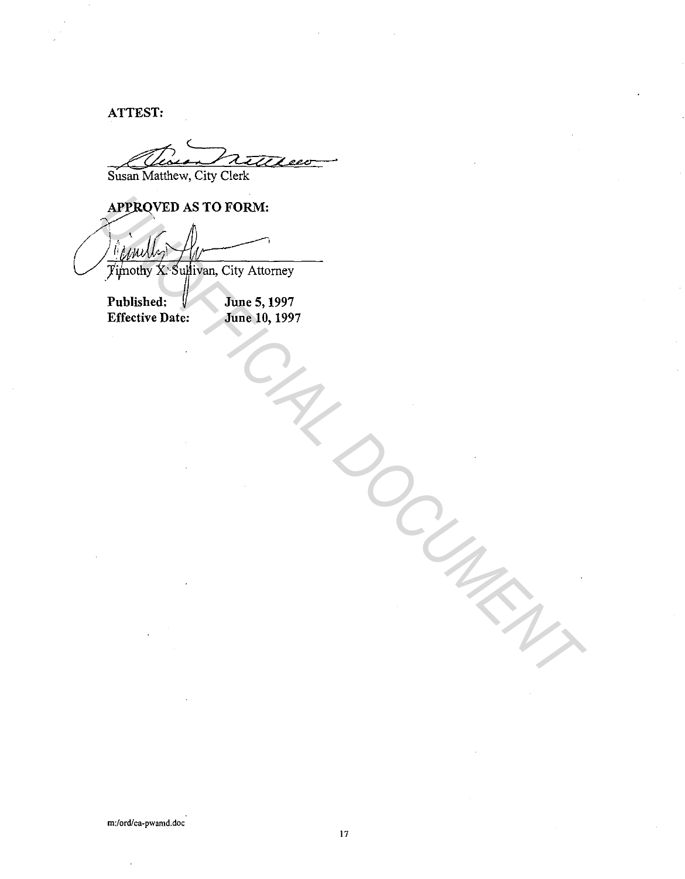**ATTEST:**

Susan Matthew, City Clerk

**APPROVED AS TO FORM:**

Timothy X. Sullivan, City Attorney

| | |
|---|---|
| **Published:** | **June 5, 1997** |
| **Effective Date:** | **June 10, 1997** |

m:/ord/ca-pwamd.doc